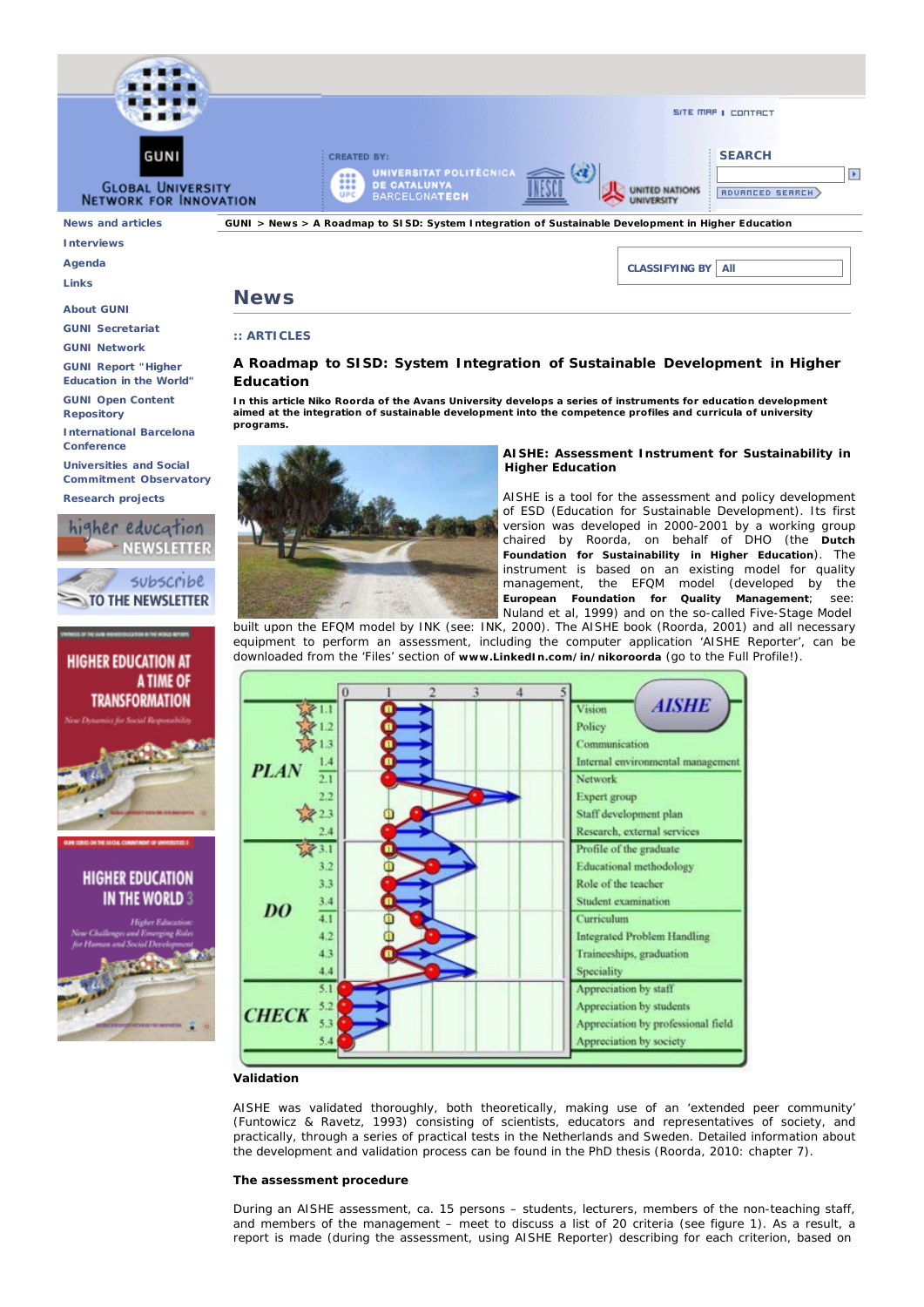GUNI > News > A Roadmap to SISD: System Integration of Sustainable Development in Higher Education

# News

:: ARTICLES

## A Roadmap to SISD: System Integration of Sustainable Development in Higher Education

**In this article Niko Roorda of the Avans University develops a series of instruments for education development aimed at the integration of sustainable development into the competence profiles and curricula of university programs.**

### AISHE: Assessment Instrument for Sustainability in Higher Education

AISHE is a tool for the assessment and policy development of ESD (Education for Sustainable Development). Its first version was developed in 2000-2001 by a working group chaired by Roorda, on behalf of DHO (the **Dutch Foundation for Sustainability in Higher Education**). The instrument is based on an existing model for quality management, the EFQM model (developed by the **European Foundation for Quality Management**; see: Nuland et al, 1999) and on the so-called Five-Stage Model built upon the EFQM model by INK (see: INK, 2000). The AISHE book (Roorda, 2001) and all necessary equipment to perform an assessment, including the computer application 'AISHE Reporter', can be downloaded from the 'Files' section of **www.LinkedIn.com/in/nikoroorda** (go to the Full Profile!).

### Validation

AISHE was validated thoroughly, both theoretically, making use of an 'extended peer community' (Funtowicz & Ravetz, 1993) consisting of scientists, educators and representatives of society, and practically, through a series of practical tests in the Netherlands and Sweden. Detailed information about the development and validation process can be found in the PhD thesis (Roorda, 2010: chapter 7).

### The assessment procedure

During an AISHE assessment, ca. 15 persons – students, lecturers, members of the non-teaching staff, and members of the management – meet to discuss a list of 20 criteria (see figure 1). As a result, a report is made (during the assessment, using AISHE Reporter) describing for each criterion, based on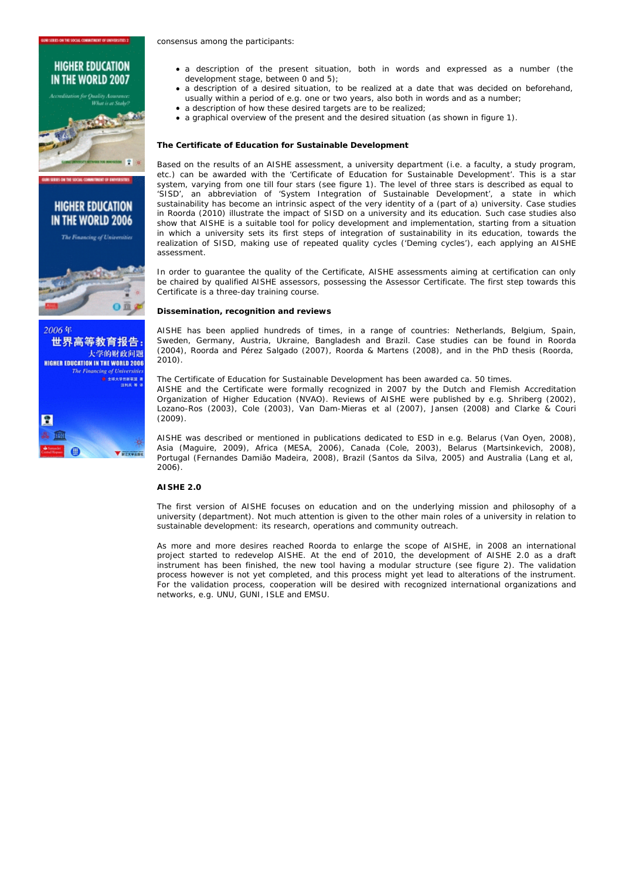consensus among the participants:

- a description of the present situation, both in words and expressed as a number (the development stage, between 0 and 5);
- a description of a desired situation, to be realized at a date that was decided on beforehand, usually within a period of e.g. one or two years, also both in words and as a number;
- a description of how these desired targets are to be realized;
- a graphical overview of the present and the desired situation (as shown in figure 1).

**The Certificate of Education for Sustainable Development**

Based on the results of an AISHE assessment, a university department (i.e. a faculty, a study program, etc.) can be awarded with the 'Certificate of Education for Sustainable Development'. This is a star system, varying from one till four stars (see figure 1). The level of three stars is described as equal to 'SISD', an abbreviation of 'System Integration of Sustainable Development', a state in which sustainability has become an intrinsic aspect of the very identity of a (part of a) university. Case studies in Roorda (2010) illustrate the impact of SISD on a university and its education. Such case studies also show that AISHE is a suitable tool for policy development and implementation, starting from a situation in which a university sets its first steps of integration of sustainability in its education, towards the realization of SISD, making use of repeated quality cycles ('Deming cycles'), each applying an AISHE assessment.

In order to guarantee the quality of the Certificate, AISHE assessments aiming at certification can only be chaired by qualified AISHE assessors, possessing the Assessor Certificate. The first step towards this Certificate is a three-day training course.

**Dissemination, recognition and reviews**

AISHE has been applied hundreds of times, in a range of countries: Netherlands, Belgium, Spain, Sweden, Germany, Austria, Ukraine, Bangladesh and Brazil. Case studies can be found in Roorda (2004), Roorda and Pérez Salgado (2007), Roorda & Martens (2008), and in the PhD thesis (Roorda, 2010).

The Certificate of Education for Sustainable Development has been awarded ca. 50 times.
AISHE and the Certificate were formally recognized in 2007 by the Dutch and Flemish Accreditation Organization of Higher Education (NVAO). Reviews of AISHE were published by e.g. Shriberg (2002), Lozano-Ros (2003), Cole (2003), Van Dam-Mieras et al (2007), Jansen (2008) and Clarke & Couri (2009).

AISHE was described or mentioned in publications dedicated to ESD in e.g. Belarus (Van Oyen, 2008), Asia (Maguire, 2009), Africa (MESA, 2006), Canada (Cole, 2003), Belarus (Martsinkevich, 2008), Portugal (Fernandes Damião Madeira, 2008), Brazil (Santos da Silva, 2005) and Australia (Lang et al, 2006).

**AISHE 2.0**

The first version of AISHE focuses on education and on the underlying mission and philosophy of a university (department). Not much attention is given to the other main roles of a university in relation to sustainable development: its research, operations and community outreach.

As more and more desires reached Roorda to enlarge the scope of AISHE, in 2008 an international project started to redevelop AISHE. At the end of 2010, the development of AISHE 2.0 as a draft instrument has been finished, the new tool having a modular structure (see figure 2). The validation process however is not yet completed, and this process might yet lead to alterations of the instrument. For the validation process, cooperation will be desired with recognized international organizations and networks, e.g. UNU, GUNI, ISLE and EMSU.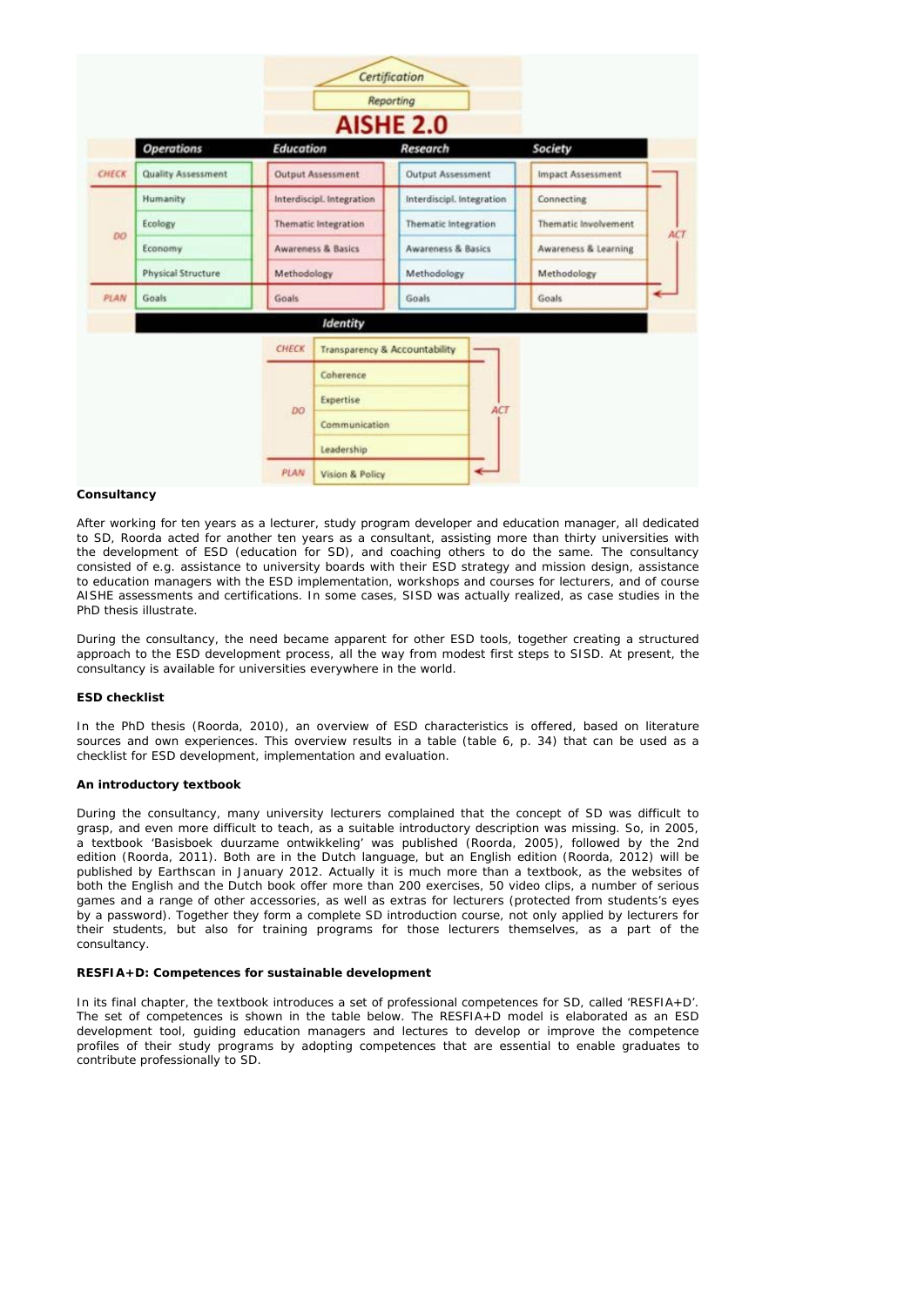Certification

Reporting

**AISHE 2.0**

| | Operations | Education | Research | Society | |
|---|---|---|---|---|---|
| CHECK | Quality Assessment | Output Assessment | Output Assessment | Impact Assessment | ACT |
| DO | Humanity | Interdiscipl. Integration | Interdiscipl. Integration | Connecting | |
| | Ecology | Thematic Integration | Thematic Integration | Thematic Involvement | |
| | Economy | Awareness & Basics | Awareness & Basics | Awareness & Learning | |
| | Physical Structure | Methodology | Methodology | Methodology | |
| PLAN | Goals | Goals | Goals | Goals | |

**Identity**

| | Identity | |
|---|---|---|
| CHECK | Transparency & Accountability | ACT |
| DO | Coherence | |
| | Expertise | |
| | Communication | |
| | Leadership | |
| PLAN | Vision & Policy | |

**Consultancy**

After working for ten years as a lecturer, study program developer and education manager, all dedicated to SD, Roorda acted for another ten years as a consultant, assisting more than thirty universities with the development of ESD (education for SD), and coaching others to do the same. The consultancy consisted of e.g. assistance to university boards with their ESD strategy and mission design, assistance to education managers with the ESD implementation, workshops and courses for lecturers, and of course AISHE assessments and certifications. In some cases, SISD was actually realized, as case studies in the PhD thesis illustrate.

During the consultancy, the need became apparent for other ESD tools, together creating a structured approach to the ESD development process, all the way from modest first steps to SISD. At present, the consultancy is available for universities everywhere in the world.

**ESD checklist**

In the PhD thesis (Roorda, 2010), an overview of ESD characteristics is offered, based on literature sources and own experiences. This overview results in a table (table 6, p. 34) that can be used as a checklist for ESD development, implementation and evaluation.

**An introductory textbook**

During the consultancy, many university lecturers complained that the concept of SD was difficult to grasp, and even more difficult to teach, as a suitable introductory description was missing. So, in 2005, a textbook 'Basisboek duurzame ontwikkeling' was published (Roorda, 2005), followed by the 2nd edition (Roorda, 2011). Both are in the Dutch language, but an English edition (Roorda, 2012) will be published by Earthscan in January 2012. Actually it is much more than a textbook, as the websites of both the English and the Dutch book offer more than 200 exercises, 50 video clips, a number of serious games and a range of other accessories, as well as extras for lecturers (protected from students's eyes by a password). Together they form a complete SD introduction course, not only applied by lecturers for their students, but also for training programs for those lecturers themselves, as a part of the consultancy.

**RESFIA+D: Competences for sustainable development**

In its final chapter, the textbook introduces a set of professional competences for SD, called 'RESFIA+D'. The set of competences is shown in the table below. The RESFIA+D model is elaborated as an ESD development tool, guiding education managers and lectures to develop or improve the competence profiles of their study programs by adopting competences that are essential to enable graduates to contribute professionally to SD.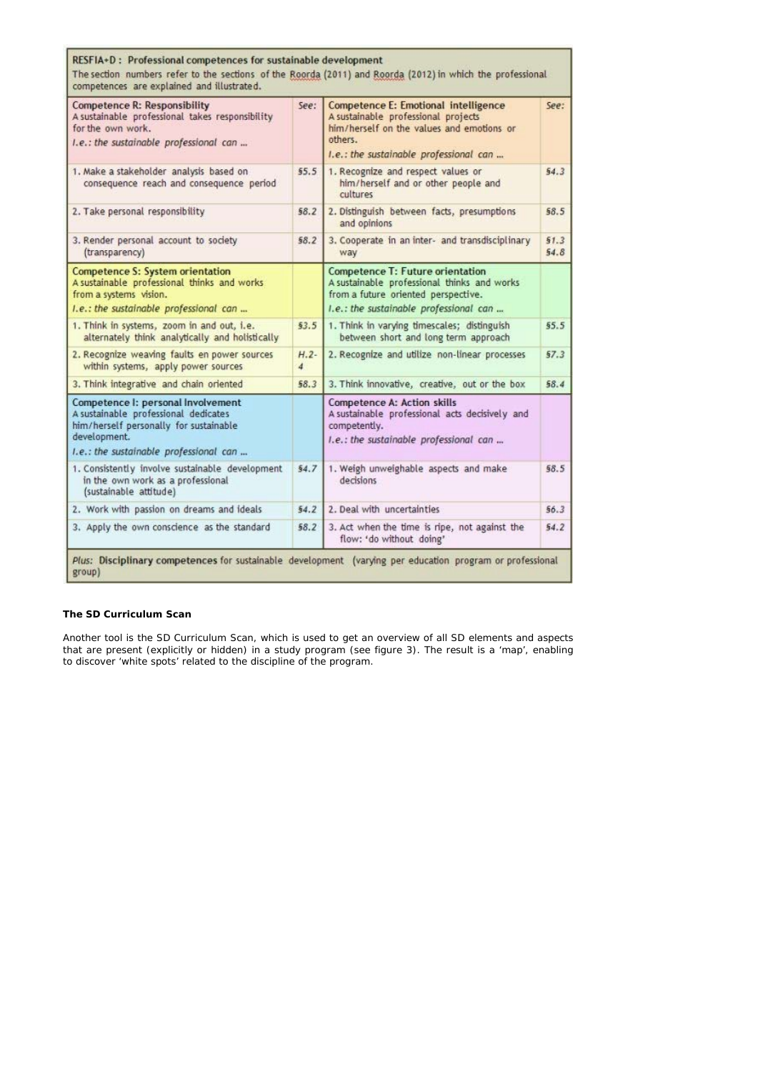| RESFIA+D : Professional competences for sustainable development<br>The section numbers refer to the sections of the Roorda (2011) and Roorda (2012) in which the professional competences are explained and illustrated. | | | |
|---|---|---|---|
| **Competence R: Responsibility**<br>A sustainable professional takes responsibility for the own work.<br>*I.e.: the sustainable professional can ...* | *See:* | **Competence E: Emotional intelligence**<br>A sustainable professional projects him/herself on the values and emotions or others.<br>*I.e.: the sustainable professional can ...* | *See:* |
| 1. Make a stakeholder analysis based on consequence reach and consequence period | *§5.5* | 1. Recognize and respect values or him/herself and or other people and cultures | *§4.3* |
| 2. Take personal responsibility | *§8.2* | 2. Distinguish between facts, presumptions and opinions | *§8.5* |
| 3. Render personal account to society (transparency) | *§8.2* | 3. Cooperate in an inter- and transdisciplinary way | *§1.3*<br>*§4.8* |
| **Competence S: System orientation**<br>A sustainable professional thinks and works from a systems vision.<br>*I.e.: the sustainable professional can ...* | | **Competence T: Future orientation**<br>A sustainable professional thinks and works from a future oriented perspective.<br>*I.e.: the sustainable professional can ...* | |
| 1. Think in systems, zoom in and out, i.e. alternately think analytically and holistically | *§3.5* | 1. Think in varying timescales; distinguish between short and long term approach | *§5.5* |
| 2. Recognize weaving faults en power sources within systems, apply power sources | *H.2-4* | 2. Recognize and utilize non-linear processes | *§7.3* |
| 3. Think integrative and chain oriented | *§8.3* | 3. Think innovative, creative, out or the box | *§8.4* |
| **Competence I: personal Involvement**<br>A sustainable professional dedicates him/herself personally for sustainable development.<br>*I.e.: the sustainable professional can ...* | | **Competence A: Action skills**<br>A sustainable professional acts decisively and competently.<br>*I.e.: the sustainable professional can ...* | |
| 1. Consistently involve sustainable development in the own work as a professional (sustainable attitude) | *§4.7* | 1. Weigh unweighable aspects and make decisions | *§8.5* |
| 2. Work with passion on dreams and ideals | *§4.2* | 2. Deal with uncertainties | *§6.3* |
| 3. Apply the own conscience as the standard | *§8.2* | 3. Act when the time is ripe, not against the flow: 'do without doing' | *§4.2* |
| *Plus:* **Disciplinary competences** for sustainable development (varying per education program or professional group) | | | |

**The SD Curriculum Scan**

Another tool is the SD Curriculum Scan, which is used to get an overview of all SD elements and aspects that are present (explicitly or hidden) in a study program (see figure 3). The result is a 'map', enabling to discover 'white spots' related to the discipline of the program.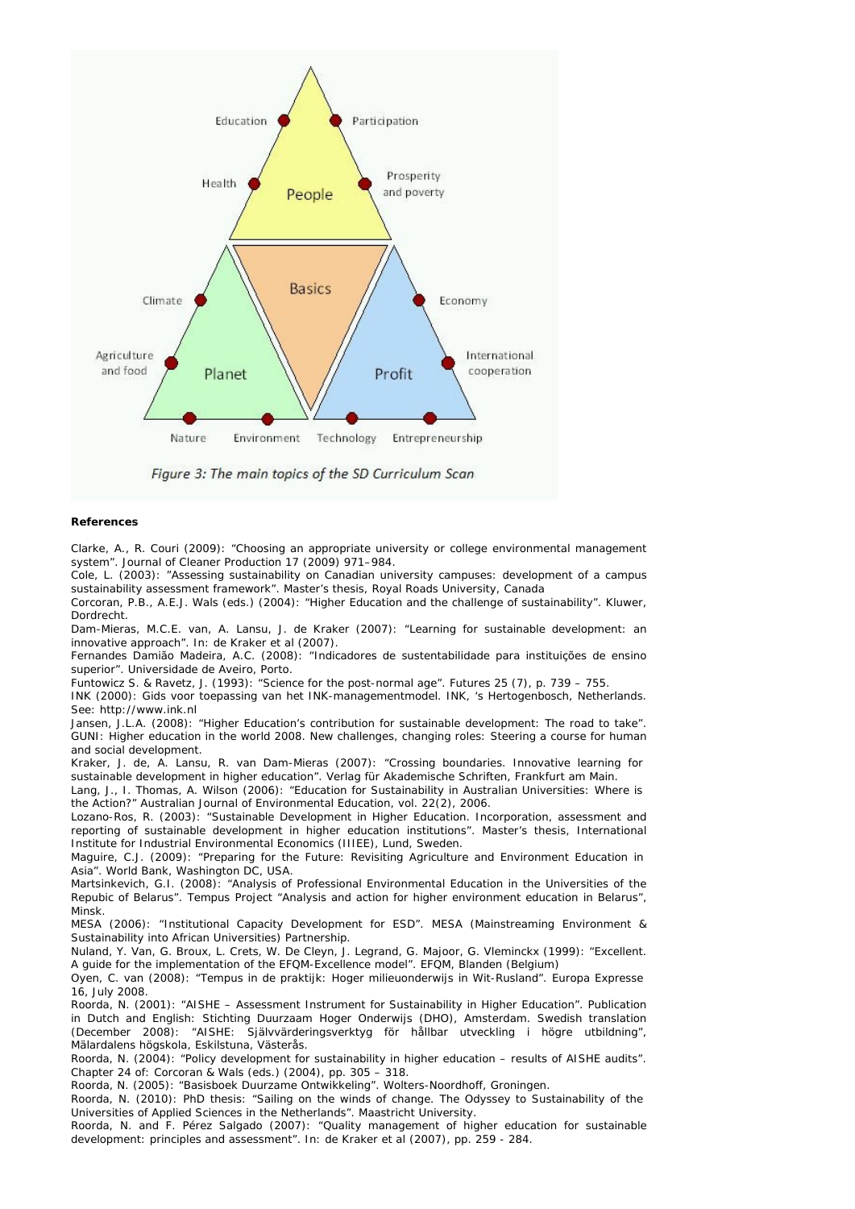Figure 3: The main topics of the SD Curriculum Scan

**References**

Clarke, A., R. Couri (2009): "Choosing an appropriate university or college environmental management system". Journal of Cleaner Production 17 (2009) 971–984.

Cole, L. (2003): "Assessing sustainability on Canadian university campuses: development of a campus sustainability assessment framework". Master's thesis, Royal Roads University, Canada

Corcoran, P.B., A.E.J. Wals (eds.) (2004): "Higher Education and the challenge of sustainability". Kluwer, Dordrecht.

Dam-Mieras, M.C.E. van, A. Lansu, J. de Kraker (2007): "Learning for sustainable development: an innovative approach". In: de Kraker et al (2007).

Fernandes Damião Madeira, A.C. (2008): "Indicadores de sustentabilidade para instituições de ensino superior". Universidade de Aveiro, Porto.

Funtowicz S. & Ravetz, J. (1993): "Science for the post-normal age". Futures 25 (7), p. 739 – 755.

INK (2000): Gids voor toepassing van het INK-managementmodel. INK, 's Hertogenbosch, Netherlands. See: http://www.ink.nl

Jansen, J.L.A. (2008): "Higher Education's contribution for sustainable development: The road to take". GUNI: Higher education in the world 2008. New challenges, changing roles: Steering a course for human and social development.

Kraker, J. de, A. Lansu, R. van Dam-Mieras (2007): "Crossing boundaries. Innovative learning for sustainable development in higher education". Verlag für Akademische Schriften, Frankfurt am Main.

Lang, J., I. Thomas, A. Wilson (2006): "Education for Sustainability in Australian Universities: Where is the Action?" Australian Journal of Environmental Education, vol. 22(2), 2006.

Lozano-Ros, R. (2003): "Sustainable Development in Higher Education. Incorporation, assessment and reporting of sustainable development in higher education institutions". Master's thesis, International Institute for Industrial Environmental Economics (IIIEE), Lund, Sweden.

Maguire, C.J. (2009): "Preparing for the Future: Revisiting Agriculture and Environment Education in Asia". World Bank, Washington DC, USA.

Martsinkevich, G.I. (2008): "Analysis of Professional Environmental Education in the Universities of the Repubic of Belarus". Tempus Project "Analysis and action for higher environment education in Belarus", Minsk.

MESA (2006): "Institutional Capacity Development for ESD". MESA (Mainstreaming Environment & Sustainability into African Universities) Partnership.

Nuland, Y. Van, G. Broux, L. Crets, W. De Cleyn, J. Legrand, G. Majoor, G. Vleminckx (1999): "Excellent. A guide for the implementation of the EFQM-Excellence model". EFQM, Blanden (Belgium)

Oyen, C. van (2008): "Tempus in de praktijk: Hoger milieuonderwijs in Wit-Rusland". Europa Expresse 16, July 2008.

Roorda, N. (2001): "AISHE – Assessment Instrument for Sustainability in Higher Education". Publication in Dutch and English: Stichting Duurzaam Hoger Onderwijs (DHO), Amsterdam. Swedish translation (December 2008): "AISHE: Självvärderingsverktyg för hållbar utveckling i högre utbildning", Mälardalens högskola, Eskilstuna, Västerås.

Roorda, N. (2004): "Policy development for sustainability in higher education – results of AISHE audits". Chapter 24 of: Corcoran & Wals (eds.) (2004), pp. 305 – 318.

Roorda, N. (2005): "Basisboek Duurzame Ontwikkeling". Wolters-Noordhoff, Groningen.

Roorda, N. (2010): PhD thesis: "Sailing on the winds of change. The Odyssey to Sustainability of the Universities of Applied Sciences in the Netherlands". Maastricht University.

Roorda, N. and F. Pérez Salgado (2007): "Quality management of higher education for sustainable development: principles and assessment". In: de Kraker et al (2007), pp. 259 - 284.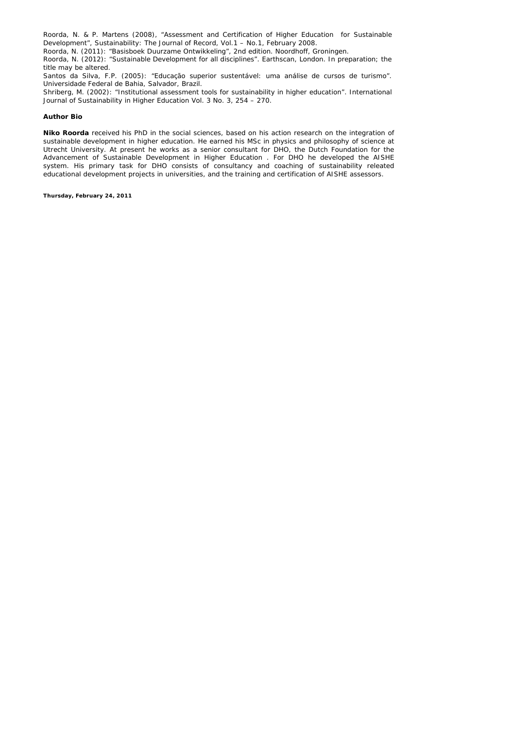Roorda, N. & P. Martens (2008), "Assessment and Certification of Higher Education for Sustainable Development", Sustainability: The Journal of Record, Vol.1 – No.1, February 2008.

Roorda, N. (2011): "Basisboek Duurzame Ontwikkeling", 2nd edition. Noordhoff, Groningen.

Roorda, N. (2012): "Sustainable Development for all disciplines". Earthscan, London. In preparation; the title may be altered.

Santos da Silva, F.P. (2005): "Educação superior sustentável: uma análise de cursos de turismo". Universidade Federal de Bahia, Salvador, Brazil.

Shriberg, M. (2002): "Institutional assessment tools for sustainability in higher education". International Journal of Sustainability in Higher Education Vol. 3 No. 3, 254 – 270.

**Author Bio**

**Niko Roorda** received his PhD in the social sciences, based on his action research on the integration of sustainable development in higher education. He earned his MSc in physics and philosophy of science at Utrecht University. At present he works as a senior consultant for DHO, the Dutch Foundation for the Advancement of Sustainable Development in Higher Education . For DHO he developed the AISHE system. His primary task for DHO consists of consultancy and coaching of sustainability releated educational development projects in universities, and the training and certification of AISHE assessors.

**Thursday, February 24, 2011**